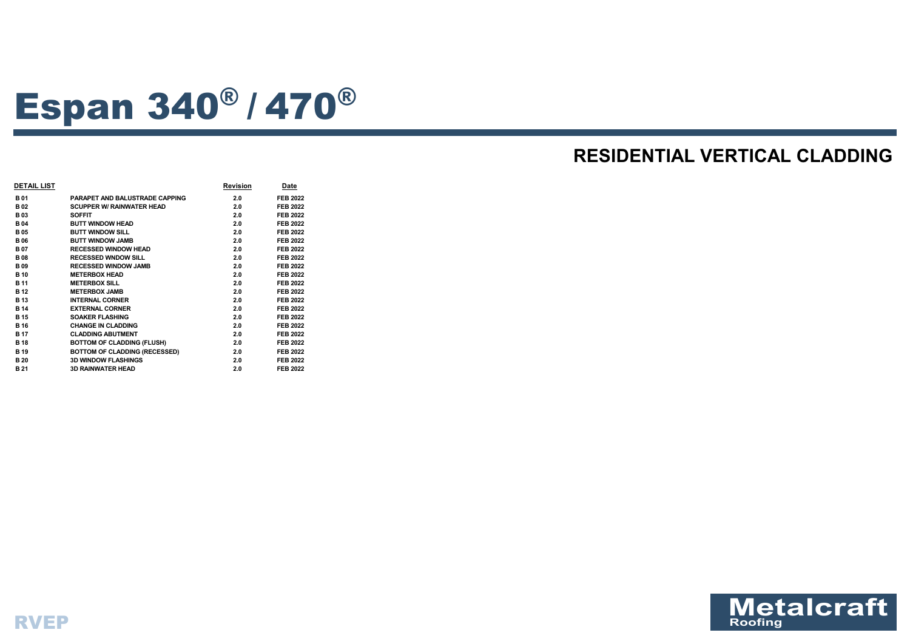# Espan 340® / 470®

## RESIDENTIAL VERTICAL CLADDING

| DETAIL LIST | | Revision | Date |
|---|---|---|---|
| B 01 | PARAPET AND BALUSTRADE CAPPING | 2.0 | FEB 2022 |
| B 02 | SCUPPER W/ RAINWATER HEAD | 2.0 | FEB 2022 |
| B 03 | SOFFIT | 2.0 | FEB 2022 |
| B 04 | BUTT WINDOW HEAD | 2.0 | FEB 2022 |
| B 05 | BUTT WINDOW SILL | 2.0 | FEB 2022 |
| B 06 | BUTT WINDOW JAMB | 2.0 | FEB 2022 |
| B 07 | RECESSED WINDOW HEAD | 2.0 | FEB 2022 |
| B 08 | RECESSED WNDOW SILL | 2.0 | FEB 2022 |
| B 09 | RECESSED WINDOW JAMB | 2.0 | FEB 2022 |
| B 10 | METERBOX HEAD | 2.0 | FEB 2022 |
| B 11 | METERBOX SILL | 2.0 | FEB 2022 |
| B 12 | METERBOX JAMB | 2.0 | FEB 2022 |
| B 13 | INTERNAL CORNER | 2.0 | FEB 2022 |
| B 14 | EXTERNAL CORNER | 2.0 | FEB 2022 |
| B 15 | SOAKER FLASHING | 2.0 | FEB 2022 |
| B 16 | CHANGE IN CLADDING | 2.0 | FEB 2022 |
| B 17 | CLADDING ABUTMENT | 2.0 | FEB 2022 |
| B 18 | BOTTOM OF CLADDING (FLUSH) | 2.0 | FEB 2022 |
| B 19 | BOTTOM OF CLADDING (RECESSED) | 2.0 | FEB 2022 |
| B 20 | 3D WINDOW FLASHINGS | 2.0 | FEB 2022 |
| B 21 | 3D RAINWATER HEAD | 2.0 | FEB 2022 |

RVEP

Metalcraft Roofing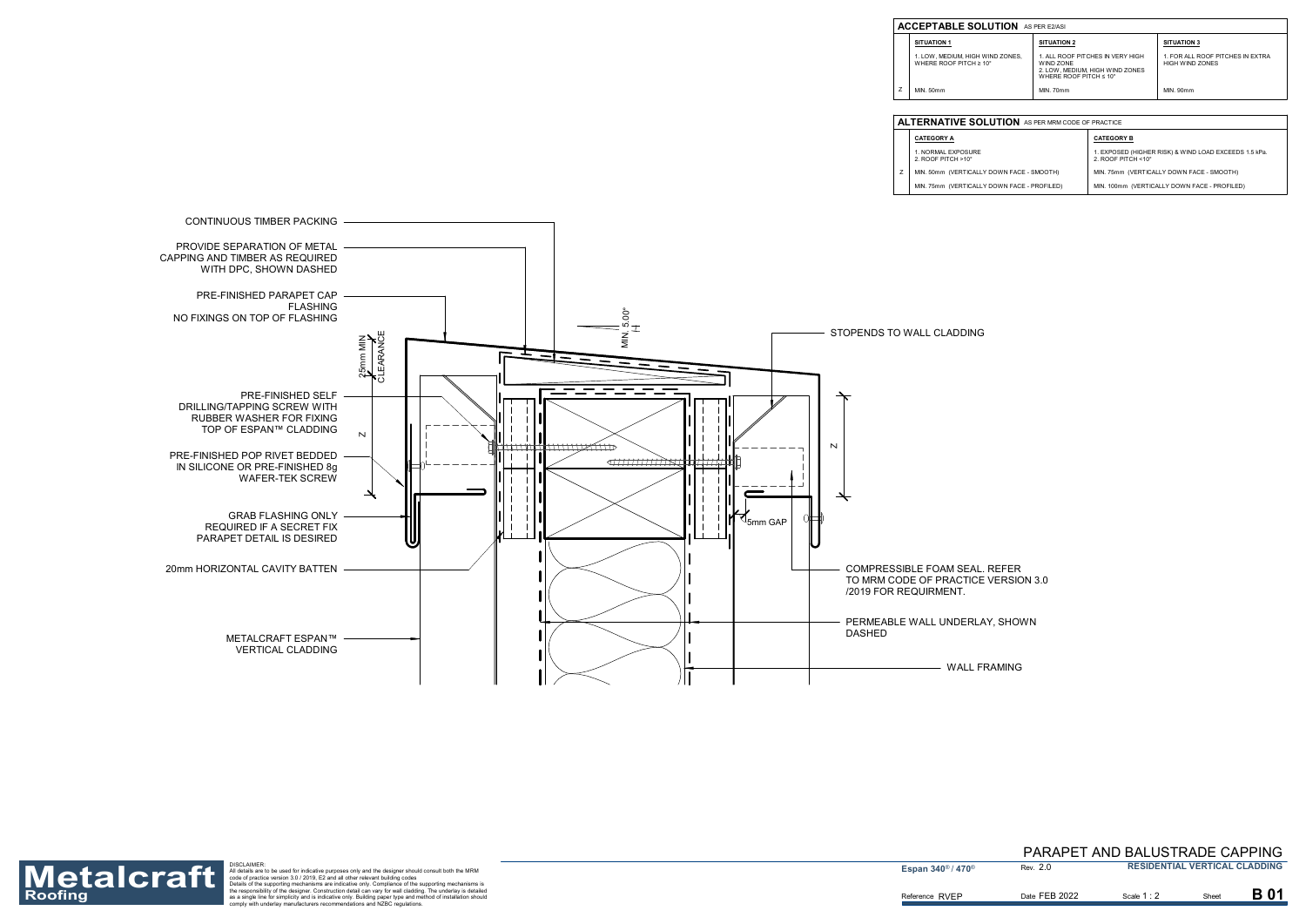## ACCEPTABLE SOLUTION AS PER E2/AS1

| | SITUATION 1 | SITUATION 2 | SITUATION 3 |
|---|---|---|---|
| | 1. LOW, MEDIUM, HIGH WIND ZONES, WHERE ROOF PITCH ≥ 10° | 1. ALL ROOF PITCHES IN VERY HIGH WIND ZONE<br>2. LOW, MEDIUM, HIGH WIND ZONES WHERE ROOF PITCH ≤ 10° | 1. FOR ALL ROOF PITCHES IN EXTRA HIGH WIND ZONES |
| Z | MIN. 50mm | MIN. 70mm | MIN. 90mm |

## ALTERNATIVE SOLUTION AS PER MRM CODE OF PRACTICE

| | CATEGORY A | CATEGORY B |
|---|---|---|
| | 1. NORMAL EXPOSURE<br>2. ROOF PITCH >10° | 1. EXPOSED (HIGHER RISK) & WIND LOAD EXCEEDS 1.5 kPa.<br>2. ROOF PITCH <10° |
| Z | MIN. 50mm (VERTICALLY DOWN FACE - SMOOTH) | MIN. 75mm (VERTICALLY DOWN FACE - SMOOTH) |
| | MIN. 75mm (VERTICALLY DOWN FACE - PROFILED) | MIN. 100mm (VERTICALLY DOWN FACE - PROFILED) |

CONTINUOUS TIMBER PACKING

PROVIDE SEPARATION OF METAL CAPPING AND TIMBER AS REQUIRED WITH DPC, SHOWN DASHED

PRE-FINISHED PARAPET CAP FLASHING
NO FIXINGS ON TOP OF FLASHING

25mm MIN CLEARANCE

MIN. 5.00°

STOPENDS TO WALL CLADDING

PRE-FINISHED SELF DRILLING/TAPPING SCREW WITH RUBBER WASHER FOR FIXING TOP OF ESPAN™ CLADDING

Z

PRE-FINISHED POP RIVET BEDDED IN SILICONE OR PRE-FINISHED 8g WAFER-TEK SCREW

GRAB FLASHING ONLY REQUIRED IF A SECRET FIX PARAPET DETAIL IS DESIRED

5mm GAP

20mm HORIZONTAL CAVITY BATTEN

COMPRESSIBLE FOAM SEAL. REFER TO MRM CODE OF PRACTICE VERSION 3.0 /2019 FOR REQUIRMENT.

PERMEABLE WALL UNDERLAY, SHOWN DASHED

METALCRAFT ESPAN™ VERTICAL CLADDING

WALL FRAMING

# PARAPET AND BALUSTRADE CAPPING

Metalcraft Roofing

DISCLAIMER:
All details are to be used for indicative purposes only and the designer should consult both the MRM code of practice version 3.0 / 2019, E2 and all other relevant building codes
Details of the supporting mechanisms are indicative only. Compliance of the supporting mechanisms is the responsibility of the designer. Construction detail can vary for wall cladding. The underlay is detailed as a single line for simplicity and is indicative only. Building paper type and method of installation should comply with underlay manufacturers recommendations and NZBC regulations.

Espan 340® / 470® | Rev. 2.0 | RESIDENTIAL VERTICAL CLADDING

Reference RVEP | Date FEB 2022 | Scale 1 : 2 | Sheet B 01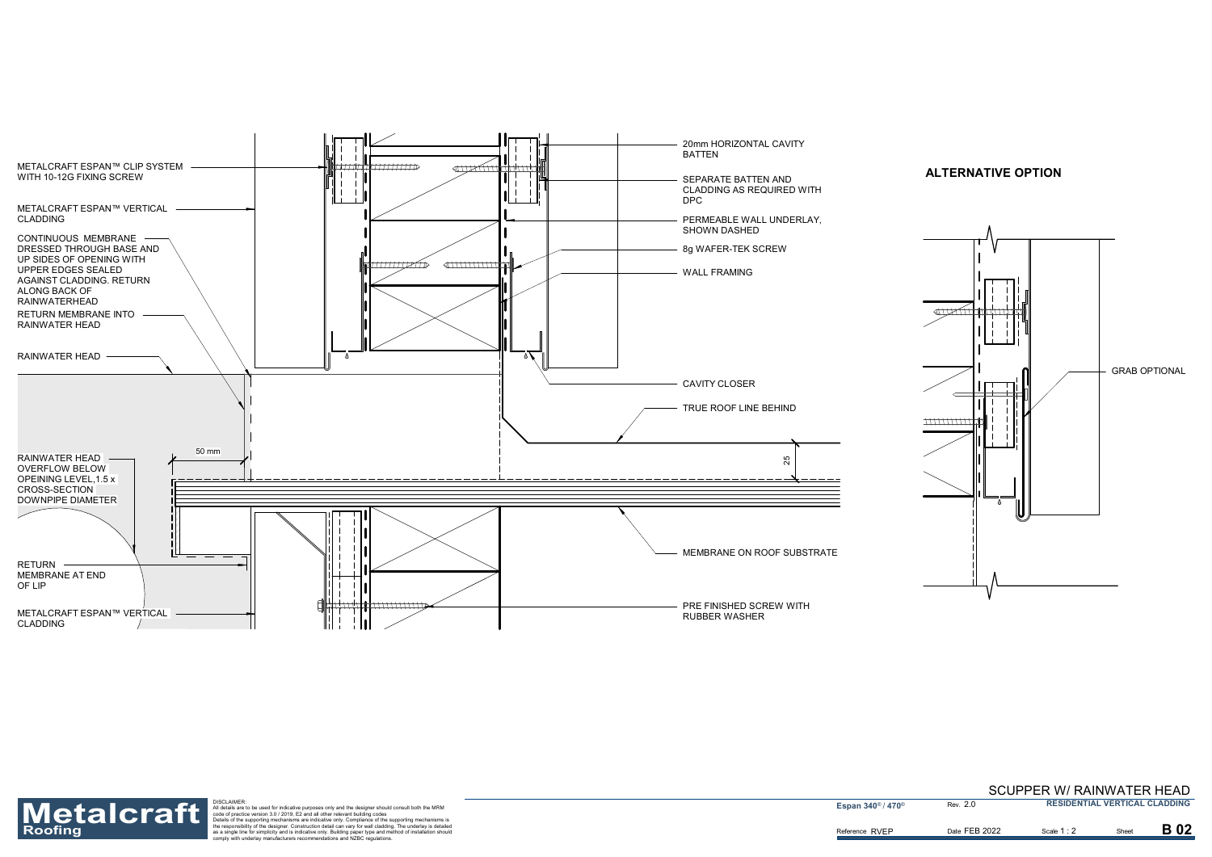METALCRAFT ESPAN™ CLIP SYSTEM WITH 10-12G FIXING SCREW

METALCRAFT ESPAN™ VERTICAL CLADDING

CONTINUOUS MEMBRANE DRESSED THROUGH BASE AND UP SIDES OF OPENING WITH UPPER EDGES SEALED AGAINST CLADDING. RETURN ALONG BACK OF RAINWATERHEAD

RETURN MEMBRANE INTO RAINWATER HEAD

RAINWATER HEAD

RAINWATER HEAD OVERFLOW BELOW OPEINING LEVEL,1.5 x CROSS-SECTION DOWNPIPE DIAMETER

50 mm

RETURN MEMBRANE AT END OF LIP

METALCRAFT ESPAN™ VERTICAL CLADDING

20mm HORIZONTAL CAVITY BATTEN

SEPARATE BATTEN AND CLADDING AS REQUIRED WITH DPC

PERMEABLE WALL UNDERLAY, SHOWN DASHED

8g WAFER-TEK SCREW

WALL FRAMING

CAVITY CLOSER

TRUE ROOF LINE BEHIND

25

MEMBRANE ON ROOF SUBSTRATE

PRE FINISHED SCREW WITH RUBBER WASHER

## ALTERNATIVE OPTION

GRAB OPTIONAL

DISCLAIMER:
All details are to be used for indicative purposes only and the designer should consult both the MRM code of practice version 3.0 / 2019, E2 and all other relevant building codes
Details of the supporting mechanisms are indicative only. Compliance of the supporting mechanisms is the responsibility of the designer. Construction detail can vary for wall cladding. The underlay is detailed as a single line for simplicity and is indicative only. Building paper type and method of installation should comply with underlay manufacturers recommendations and NZBC regulations.

SCUPPER W/ RAINWATER HEAD

| Espan 340® / 470® | Rev. 2.0 | RESIDENTIAL VERTICAL CLADDING | | |
|---|---|---|---|---|
| Reference RVEP | Date FEB 2022 | Scale 1 : 2 | Sheet | B 02 |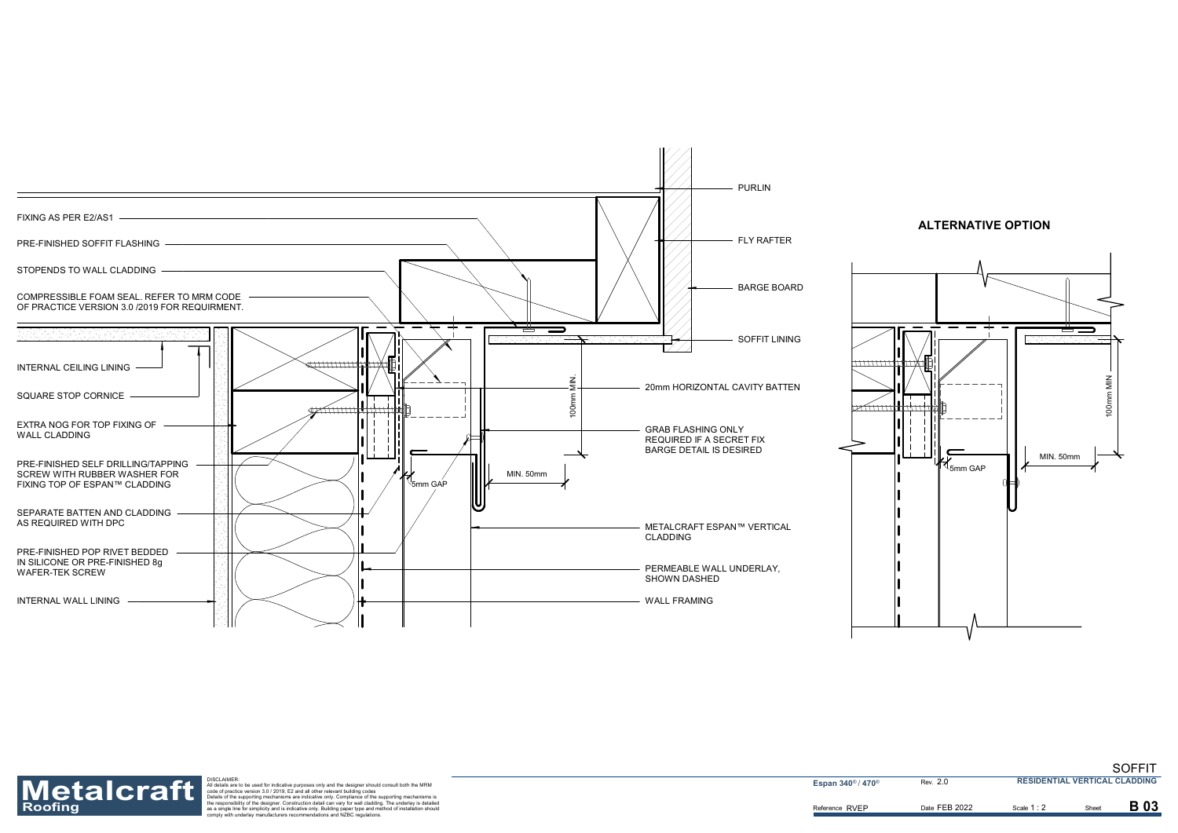FIXING AS PER E2/AS1

PRE-FINISHED SOFFIT FLASHING

STOPENDS TO WALL CLADDING

COMPRESSIBLE FOAM SEAL. REFER TO MRM CODE OF PRACTICE VERSION 3.0 /2019 FOR REQUIRMENT.

INTERNAL CEILING LINING

SQUARE STOP CORNICE

EXTRA NOG FOR TOP FIXING OF WALL CLADDING

PRE-FINISHED SELF DRILLING/TAPPING SCREW WITH RUBBER WASHER FOR FIXING TOP OF ESPAN™ CLADDING

SEPARATE BATTEN AND CLADDING AS REQUIRED WITH DPC

PRE-FINISHED POP RIVET BEDDED IN SILICONE OR PRE-FINISHED 8g WAFER-TEK SCREW

INTERNAL WALL LINING

PURLIN

FLY RAFTER

BARGE BOARD

SOFFIT LINING

20mm HORIZONTAL CAVITY BATTEN

GRAB FLASHING ONLY REQUIRED IF A SECRET FIX BARGE DETAIL IS DESIRED

METALCRAFT ESPAN™ VERTICAL CLADDING

PERMEABLE WALL UNDERLAY, SHOWN DASHED

WALL FRAMING

100mm MIN.

MIN. 50mm

5mm GAP

## ALTERNATIVE OPTION

100mm MIN

MIN. 50mm

5mm GAP

DISCLAIMER:
All details are to be used for indicative purposes only and the designer should consult both the MRM code of practice version 3.0 / 2019, E2 and all other relevant building codes
Details of the supporting mechanisms are indicative only. Compliance of the supporting mechanisms is the responsibility of the designer. Construction detail can vary for wall cladding. The underlay is detailed as a single line for simplicity and is indicative only. Building paper type and method of installation should comply with underlay manufacturers recommendations and NZBC regulations.

| Espan 340® / 470® | Rev. 2.0 | SOFFIT RESIDENTIAL VERTICAL CLADDING | |
|---|---|---|---|
| Reference RVEP | Date FEB 2022 | Scale 1 : 2 | Sheet B 03 |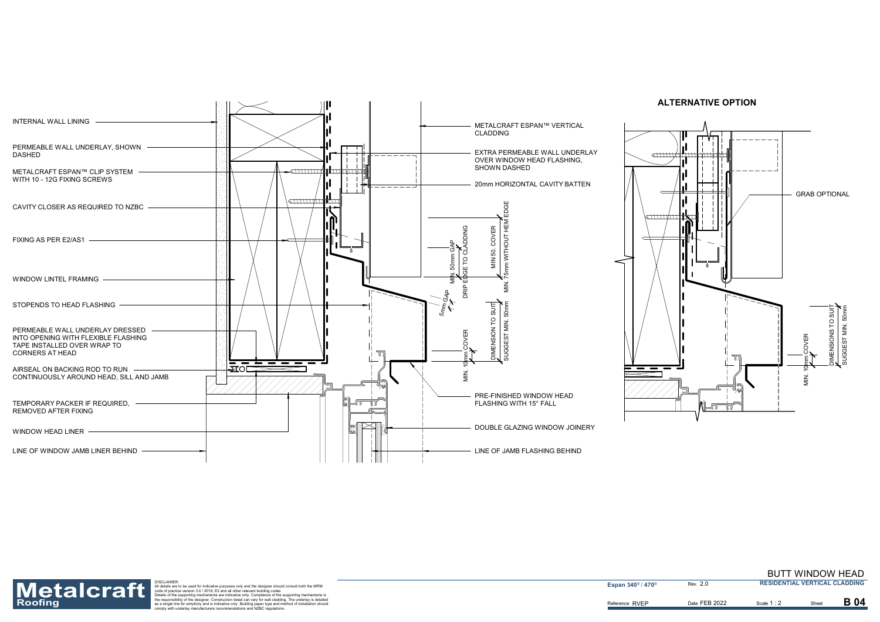INTERNAL WALL LINING

PERMEABLE WALL UNDERLAY, SHOWN DASHED

METALCRAFT ESPAN™ CLIP SYSTEM WITH 10 - 12G FIXING SCREWS

CAVITY CLOSER AS REQUIRED TO NZBC

FIXING AS PER E2/AS1

WINDOW LINTEL FRAMING

STOPENDS TO HEAD FLASHING

PERMEABLE WALL UNDERLAY DRESSED INTO OPENING WITH FLEXIBLE FLASHING TAPE INSTALLED OVER WRAP TO CORNERS AT HEAD

AIRSEAL ON BACKING ROD TO RUN CONTINUOUSLY AROUND HEAD, SILL AND JAMB

TEMPORARY PACKER IF REQUIRED, REMOVED AFTER FIXING

WINDOW HEAD LINER

LINE OF WINDOW JAMB LINER BEHIND

METALCRAFT ESPAN™ VERTICAL CLADDING

EXTRA PERMEABLE WALL UNDERLAY OVER WINDOW HEAD FLASHING, SHOWN DASHED

20mm HORIZONTAL CAVITY BATTEN

MIN. 50mm GAP

DRIP EDGE TO CLADDING

MIN 50. COVER

MIN. 75mm WITHOUT HEM EDGE

5mm GAP

DIMENSION TO SUIT

SUGGEST MIN. 50mm

MIN. 10mm COVER

PRE-FINISHED WINDOW HEAD FLASHING WITH 15° FALL

DOUBLE GLAZING WINDOW JOINERY

LINE OF JAMB FLASHING BEHIND

## ALTERNATIVE OPTION

GRAB OPTIONAL

MIN. 10mm COVER

DIMENSIONS TO SUIT

SUGGEST MIN. 50mm

DISCLAIMER:
All details are to be used for indicative purposes only and the designer should consult both the MRM code of practice version 3.0 / 2019, E2 and all other relevant building codes
Details of the supporting mechanisms are indicative only. Compliance of the supporting mechanisms is the responsibility of the designer. Construction detail can vary for wall cladding. The underlay is detailed as a single line for simplicity and is indicative only. Building paper type and method of installation should comply with underlay manufacturers recommendations and NZBC regulations.

| Espan 340® / 470® | Rev. 2.0 | BUTT WINDOW HEAD<br>RESIDENTIAL VERTICAL CLADDING | | |
|---|---|---|---|---|
| Reference RVEP | Date FEB 2022 | Scale 1 : 2 | Sheet | B 04 |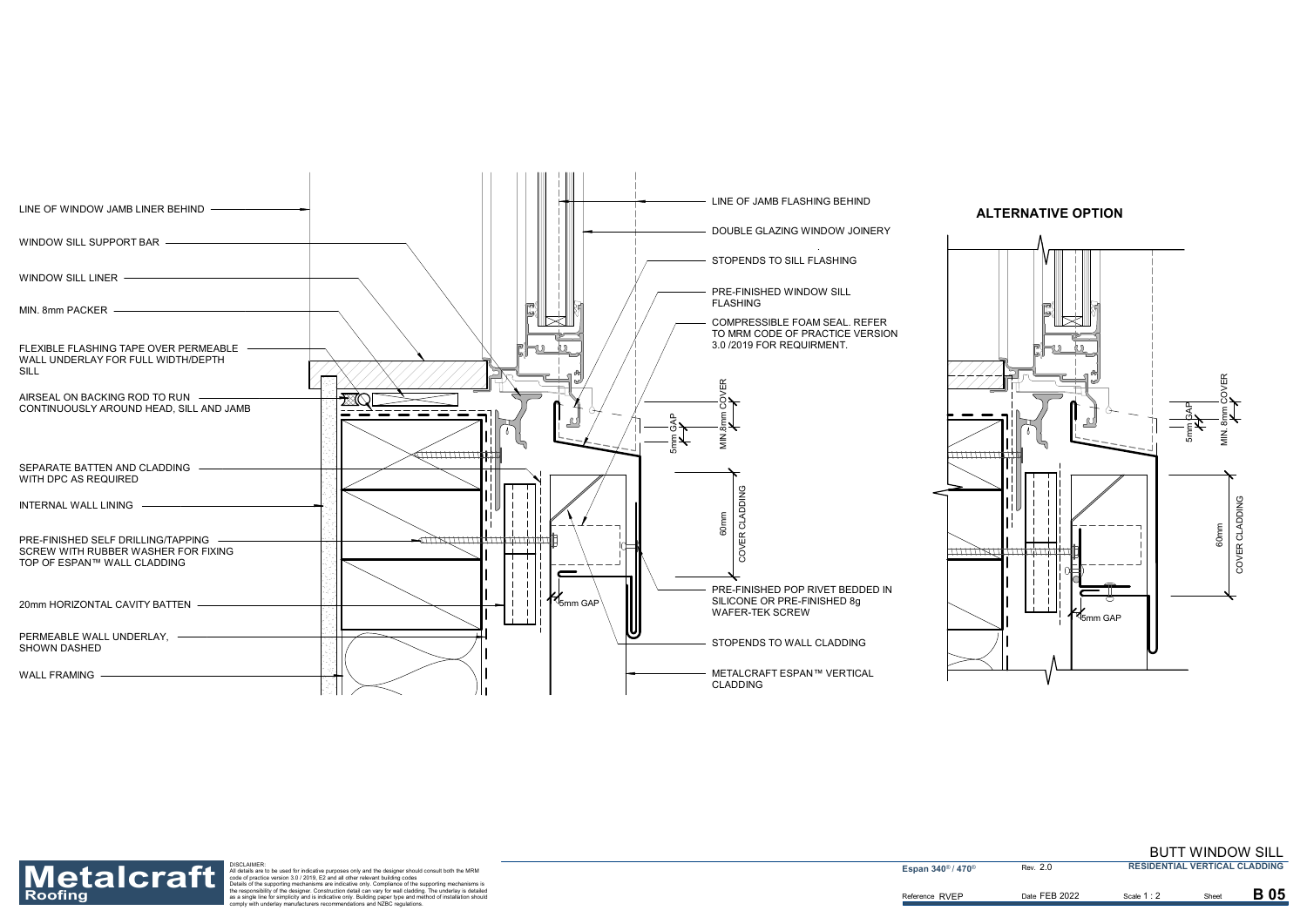LINE OF WINDOW JAMB LINER BEHIND

WINDOW SILL SUPPORT BAR

WINDOW SILL LINER

MIN. 8mm PACKER

FLEXIBLE FLASHING TAPE OVER PERMEABLE WALL UNDERLAY FOR FULL WIDTH/DEPTH SILL

AIRSEAL ON BACKING ROD TO RUN CONTINUOUSLY AROUND HEAD, SILL AND JAMB

SEPARATE BATTEN AND CLADDING WITH DPC AS REQUIRED

INTERNAL WALL LINING

PRE-FINISHED SELF DRILLING/TAPPING SCREW WITH RUBBER WASHER FOR FIXING TOP OF ESPAN™ WALL CLADDING

20mm HORIZONTAL CAVITY BATTEN

PERMEABLE WALL UNDERLAY, SHOWN DASHED

WALL FRAMING

LINE OF JAMB FLASHING BEHIND

DOUBLE GLAZING WINDOW JOINERY

STOPENDS TO SILL FLASHING

PRE-FINISHED WINDOW SILL FLASHING

COMPRESSIBLE FOAM SEAL. REFER TO MRM CODE OF PRACTICE VERSION 3.0 /2019 FOR REQUIRMENT.

MIN.8mm COVER

5mm GAP

60mm COVER CLADDING

5mm GAP

PRE-FINISHED POP RIVET BEDDED IN SILICONE OR PRE-FINISHED 8g WAFER-TEK SCREW

STOPENDS TO WALL CLADDING

METALCRAFT ESPAN™ VERTICAL CLADDING

## ALTERNATIVE OPTION

MIN. 8mm COVER

5mm GAP

60mm COVER CLADDING

5mm GAP

DISCLAIMER:
All details are to be used for indicative purposes only and the designer should consult both the MRM code of practice version 3.0 / 2019, E2 and all other relevant building codes
Details of the supporting mechanisms are indicative only. Compliance of the supporting mechanisms is the responsibility of the designer. Construction detail can vary for wall cladding. The underlay is detailed as a single line for simplicity and is indicative only. Building paper type and method of installation should comply with underlay manufacturers recommendations and NZBC regulations.

| Espan 340® / 470® | Rev. 2.0 | BUTT WINDOW SILL RESIDENTIAL VERTICAL CLADDING | |
|---|---|---|---|
| Reference RVEP | Date FEB 2022 | Scale 1 : 2 | Sheet B 05 |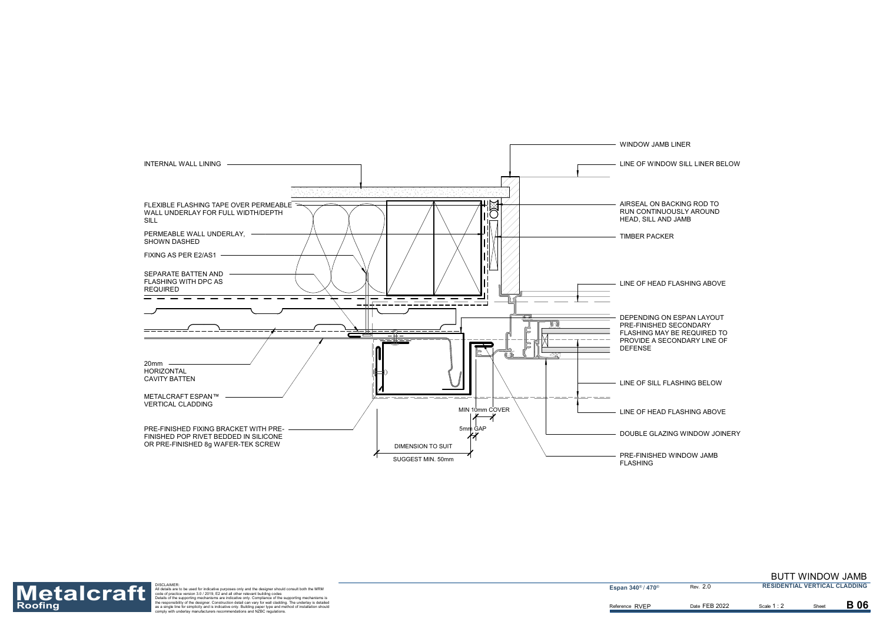# BUTT WINDOW JAMB

WINDOW JAMB LINER

INTERNAL WALL LINING

LINE OF WINDOW SILL LINER BELOW

FLEXIBLE FLASHING TAPE OVER PERMEABLE WALL UNDERLAY FOR FULL WIDTH/DEPTH SILL

AIRSEAL ON BACKING ROD TO RUN CONTINUOUSLY AROUND HEAD, SILL AND JAMB

PERMEABLE WALL UNDERLAY, SHOWN DASHED

TIMBER PACKER

FIXING AS PER E2/AS1

SEPARATE BATTEN AND FLASHING WITH DPC AS REQUIRED

LINE OF HEAD FLASHING ABOVE

DEPENDING ON ESPAN LAYOUT PRE-FINISHED SECONDARY FLASHING MAY BE REQUIRED TO PROVIDE A SECONDARY LINE OF DEFENSE

20mm HORIZONTAL CAVITY BATTEN

LINE OF SILL FLASHING BELOW

METALCRAFT ESPAN™ VERTICAL CLADDING

MIN 10mm COVER

LINE OF HEAD FLASHING ABOVE

5mm GAP

PRE-FINISHED FIXING BRACKET WITH PRE-FINISHED POP RIVET BEDDED IN SILICONE OR PRE-FINISHED 8g WAFER-TEK SCREW

DOUBLE GLAZING WINDOW JOINERY

DIMENSION TO SUIT

SUGGEST MIN. 50mm

PRE-FINISHED WINDOW JAMB FLASHING

Metalcraft Roofing

DISCLAIMER:
All details are to be used for indicative purposes only and the designer should consult both the MRM code of practice version 3.0 / 2019, E2 and all other relevant building codes
Details of the supporting mechanisms are indicative only. Compliance of the supporting mechanisms is the responsibility of the designer. Construction detail can vary for wall cladding. The underlay is detailed as a single line for simplicity and is indicative only. Building paper type and method of installation should comply with underlay manufacturers recommendations and NZBC regulations.

| Espan 340® / 470® | Rev. 2.0 | RESIDENTIAL VERTICAL CLADDING | |
|---|---|---|---|
| Reference RVEP | Date FEB 2022 | Scale 1 : 2 | Sheet B 06 |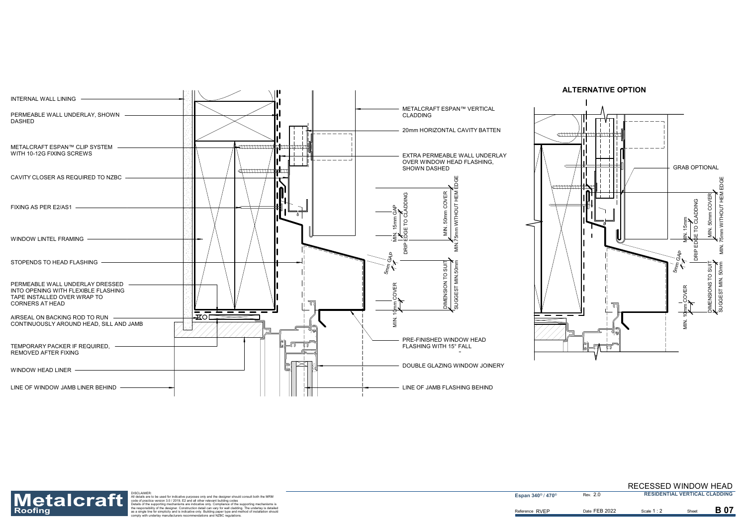INTERNAL WALL LINING

PERMEABLE WALL UNDERLAY, SHOWN DASHED

METALCRAFT ESPAN™ CLIP SYSTEM WITH 10-12G FIXING SCREWS

CAVITY CLOSER AS REQUIRED TO NZBC

FIXING AS PER E2/AS1

WINDOW LINTEL FRAMING

STOPENDS TO HEAD FLASHING

PERMEABLE WALL UNDERLAY DRESSED INTO OPENING WITH FLEXIBLE FLASHING TAPE INSTALLED OVER WRAP TO CORNERS AT HEAD

AIRSEAL ON BACKING ROD TO RUN CONTINUOUSLY AROUND HEAD, SILL AND JAMB

TEMPORARY PACKER IF REQUIRED, REMOVED AFTER FIXING

WINDOW HEAD LINER

LINE OF WINDOW JAMB LINER BEHIND

METALCRAFT ESPAN™ VERTICAL CLADDING

20mm HORIZONTAL CAVITY BATTEN

EXTRA PERMEABLE WALL UNDERLAY OVER WINDOW HEAD FLASHING, SHOWN DASHED

MIN. 15mm GAP DRIP EDGE TO CLADDING

MIN. 50mm COVER MIN.75mm WITHOUT HEM EDGE

5mm GAP

MIN. 10mm COVER

DIMENSION TO SUIT SUGGEST MIN.50mm

PRE-FINISHED WINDOW HEAD FLASHING WITH 15° FALL

DOUBLE GLAZING WINDOW JOINERY

LINE OF JAMB FLASHING BEHIND

## ALTERNATIVE OPTION

GRAB OPTIONAL

MIN. 15mm DRIP EDGE TO CLADDING

MIN. 50mm COVER MIN. 75mm WITHOUT HEM EDGE

5mm GAP

MIN. 10mm COVER

DIMENSIONS TO SUIT SUGGEST MIN. 50mm

**Metalcraft Roofing**

DISCLAIMER:
All details are to be used for indicative purposes only and the designer should consult both the MRM code of practice version 3.0 / 2019, E2 and all other relevant building codes
Details of the supporting mechanisms are indicative only. Compliance of the supporting mechanisms is the responsibility of the designer. Construction detail can vary for wall cladding. The underlay is detailed as a single line for simplicity and is indicative only. Building paper type and method of installation should comply with underlay manufacturers recommendations and NZBC regulations.

RECESSED WINDOW HEAD

| Espan 340® / 470® | Rev. 2.0 | RESIDENTIAL VERTICAL CLADDING | | |
|---|---|---|---|---|
| Reference RVEP | Date FEB 2022 | Scale 1 : 2 | Sheet | B 07 |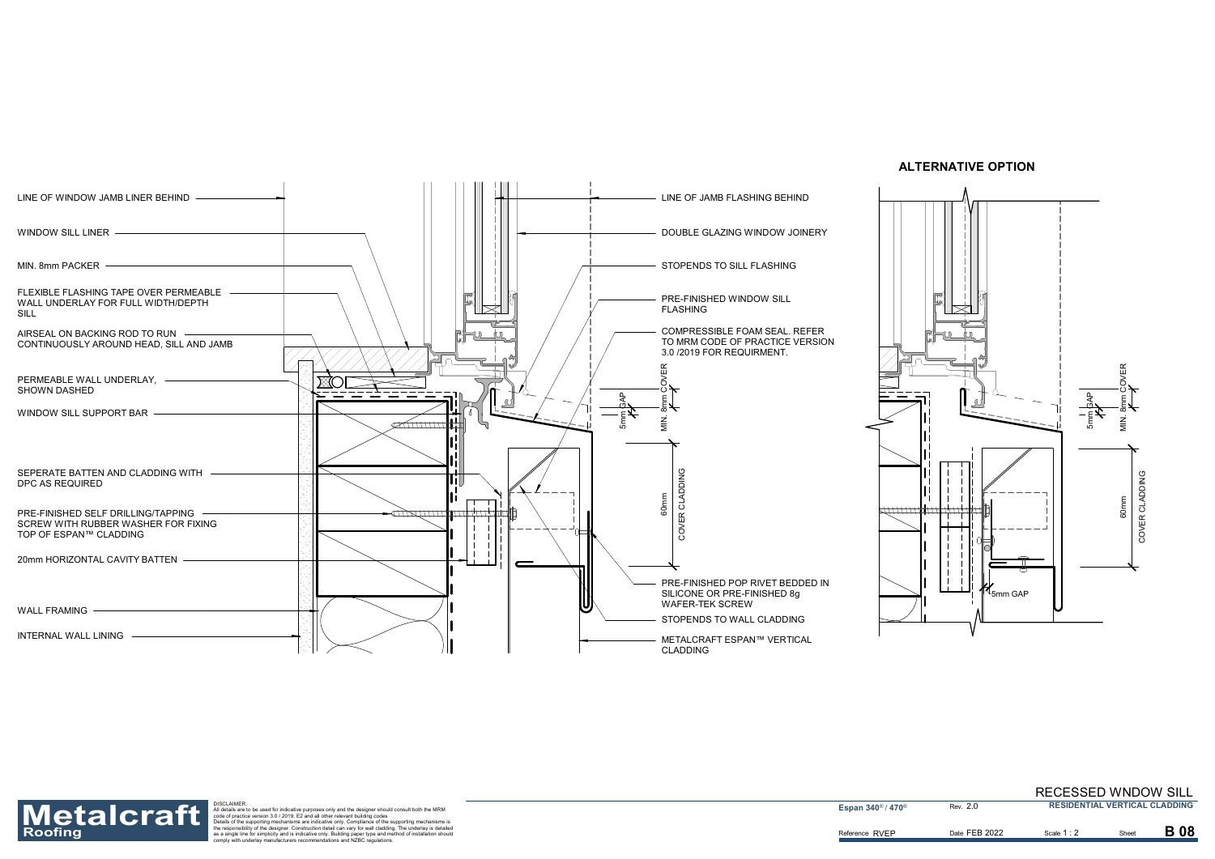## ALTERNATIVE OPTION

LINE OF WINDOW JAMB LINER BEHIND

WINDOW SILL LINER

MIN. 8mm PACKER

FLEXIBLE FLASHING TAPE OVER PERMEABLE WALL UNDERLAY FOR FULL WIDTH/DEPTH SILL

AIRSEAL ON BACKING ROD TO RUN CONTINUOUSLY AROUND HEAD, SILL AND JAMB

PERMEABLE WALL UNDERLAY, SHOWN DASHED

WINDOW SILL SUPPORT BAR

SEPERATE BATTEN AND CLADDING WITH DPC AS REQUIRED

PRE-FINISHED SELF DRILLING/TAPPING SCREW WITH RUBBER WASHER FOR FIXING TOP OF ESPAN™ CLADDING

20mm HORIZONTAL CAVITY BATTEN

WALL FRAMING

INTERNAL WALL LINING

LINE OF JAMB FLASHING BEHIND

DOUBLE GLAZING WINDOW JOINERY

STOPENDS TO SILL FLASHING

PRE-FINISHED WINDOW SILL FLASHING

COMPRESSIBLE FOAM SEAL. REFER TO MRM CODE OF PRACTICE VERSION 3.0 /2019 FOR REQUIRMENT.

5mm GAP

MIN. 8mm COVER

60mm COVER CLADDING

PRE-FINISHED POP RIVET BEDDED IN SILICONE OR PRE-FINISHED 8g WAFER-TEK SCREW

STOPENDS TO WALL CLADDING

METALCRAFT ESPAN™ VERTICAL CLADDING

5mm GAP

MIN. 8mm COVER

60mm COVER CLADDING

5mm GAP

Metalcraft Roofing

DISCLAIMER:
All details are to be used for indicative purposes only and the designer should consult both the MRM code of practice version 3.0 / 2019, E2 and all other relevant building codes
Details of the supporting mechanisms are indicative only. Compliance of the supporting mechanisms is the responsibility of the designer. Construction detail can vary for wall cladding. The underlay is detailed as a single line for simplicity and is indicative only. Building paper type and method of installation should comply with underlay manufacturers recommendations and NZBC regulations.

RECESSED WNDOW SILL

RESIDENTIAL VERTICAL CLADDING

| Espan 340® / 470® | Rev. 2.0 | | |
|---|---|---|---|
| Reference RVEP | Date FEB 2022 | Scale 1 : 2 | Sheet B 08 |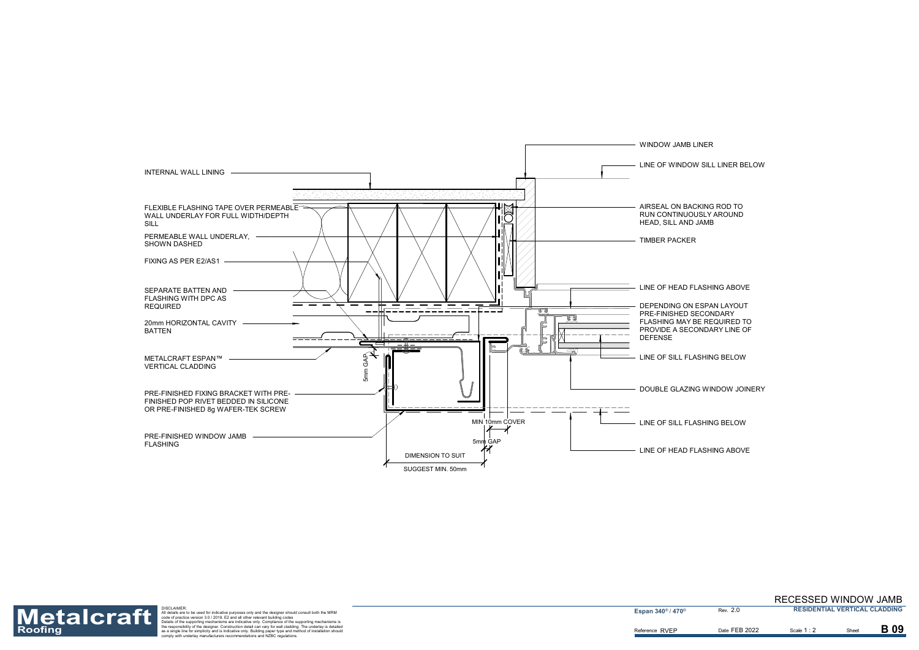WINDOW JAMB LINER

LINE OF WINDOW SILL LINER BELOW

INTERNAL WALL LINING

FLEXIBLE FLASHING TAPE OVER PERMEABLE WALL UNDERLAY FOR FULL WIDTH/DEPTH SILL

AIRSEAL ON BACKING ROD TO RUN CONTINUOUSLY AROUND HEAD, SILL AND JAMB

PERMEABLE WALL UNDERLAY, SHOWN DASHED

TIMBER PACKER

FIXING AS PER E2/AS1

SEPARATE BATTEN AND FLASHING WITH DPC AS REQUIRED

LINE OF HEAD FLASHING ABOVE

DEPENDING ON ESPAN LAYOUT PRE-FINISHED SECONDARY FLASHING MAY BE REQUIRED TO PROVIDE A SECONDARY LINE OF DEFENSE

20mm HORIZONTAL CAVITY BATTEN

LINE OF SILL FLASHING BELOW

METALCRAFT ESPAN™ VERTICAL CLADDING

5mm GAP

DOUBLE GLAZING WINDOW JOINERY

PRE-FINISHED FIXING BRACKET WITH PRE-FINISHED POP RIVET BEDDED IN SILICONE OR PRE-FINISHED 8g WAFER-TEK SCREW

MIN 10mm COVER

LINE OF SILL FLASHING BELOW

PRE-FINISHED WINDOW JAMB FLASHING

5mm GAP

LINE OF HEAD FLASHING ABOVE

DIMENSION TO SUIT

SUGGEST MIN. 50mm

Metalcraft Roofing

DISCLAIMER:
All details are to be used for indicative purposes only and the designer should consult both the MRM code of practice version 3.0 / 2019, E2 and all other relevant building codes
Details of the supporting mechanisms are indicative only. Compliance of the supporting mechanisms is the responsibility of the designer. Construction detail can vary for wall cladding. The underlay is detailed as a single line for simplicity and is indicative only. Building paper type and method of installation should comply with underlay manufacturers recommendations and NZBC regulations.

# RECESSED WINDOW JAMB

| Espan 340® / 470® | Rev. 2.0 | RESIDENTIAL VERTICAL CLADDING | |
|---|---|---|---|
| Reference RVEP | Date FEB 2022 | Scale 1 : 2 | Sheet B 09 |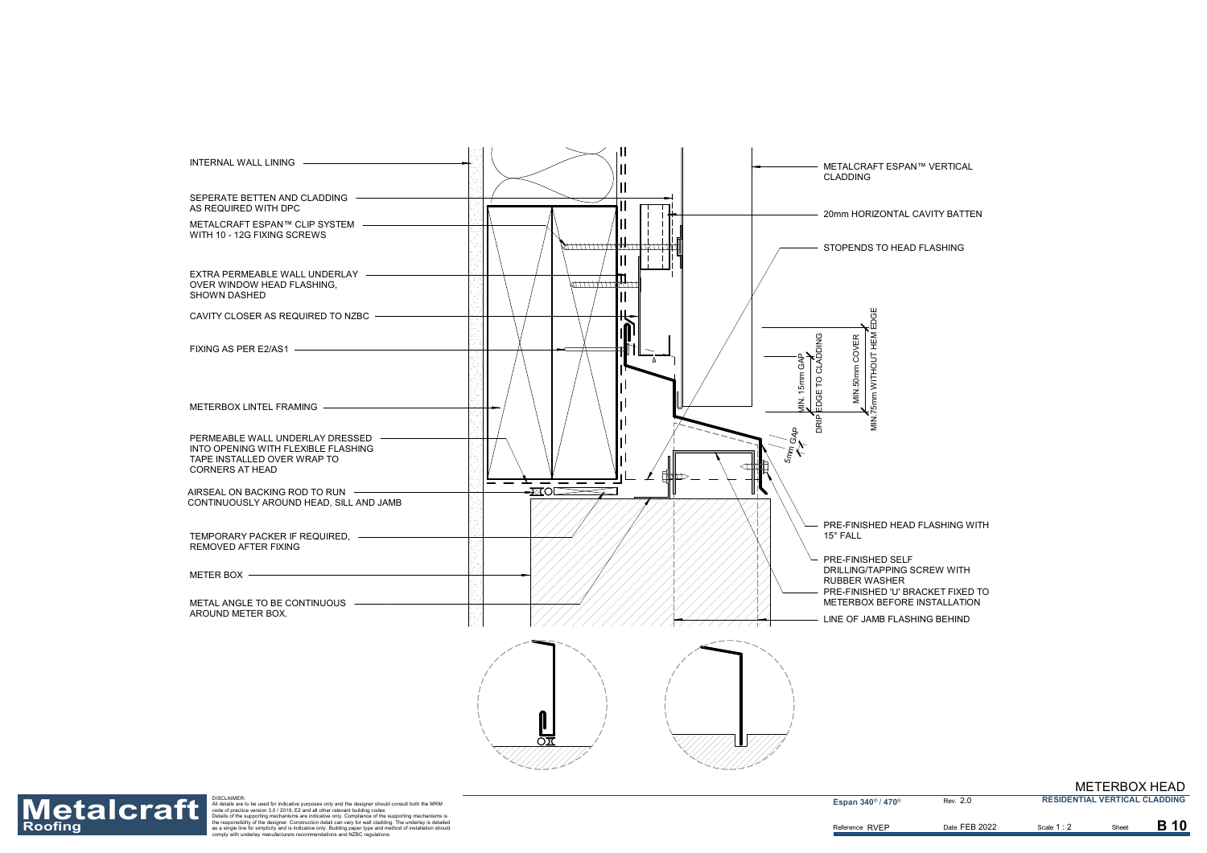INTERNAL WALL LINING

SEPERATE BETTEN AND CLADDING AS REQUIRED WITH DPC

METALCRAFT ESPAN™ CLIP SYSTEM WITH 10 - 12G FIXING SCREWS

EXTRA PERMEABLE WALL UNDERLAY OVER WINDOW HEAD FLASHING, SHOWN DASHED

CAVITY CLOSER AS REQUIRED TO NZBC

FIXING AS PER E2/AS1

METERBOX LINTEL FRAMING

PERMEABLE WALL UNDERLAY DRESSED INTO OPENING WITH FLEXIBLE FLASHING TAPE INSTALLED OVER WRAP TO CORNERS AT HEAD

AIRSEAL ON BACKING ROD TO RUN CONTINUOUSLY AROUND HEAD, SILL AND JAMB

TEMPORARY PACKER IF REQUIRED, REMOVED AFTER FIXING

METER BOX

METAL ANGLE TO BE CONTINUOUS AROUND METER BOX.

METALCRAFT ESPAN™ VERTICAL CLADDING

20mm HORIZONTAL CAVITY BATTEN

STOPENDS TO HEAD FLASHING

MIN. 15mm GAP DRIP EDGE TO CLADDING

MIN.50mm COVER

MIN.75mm WITHOUT HEM EDGE

5mm GAP

PRE-FINISHED HEAD FLASHING WITH 15° FALL

PRE-FINISHED SELF DRILLING/TAPPING SCREW WITH RUBBER WASHER

PRE-FINISHED 'U' BRACKET FIXED TO METERBOX BEFORE INSTALLATION

LINE OF JAMB FLASHING BEHIND

DISCLAIMER:
All details are to be used for indicative purposes only and the designer should consult both the MRM code of practice version 3.0 / 2019, E2 and all other relevant building codes
Details of the supporting mechanisms are indicative only. Compliance of the supporting mechanisms is the responsibility of the designer. Construction detail can vary for wall cladding. The underlay is detailed as a single line for simplicity and is indicative only. Building paper type and method of installation should comply with underlay manufacturers recommendations and NZBC regulations.

# METERBOX HEAD

RESIDENTIAL VERTICAL CLADDING

| Espan 340® / 470® | Rev. 2.0 | | |
|---|---|---|---|
| Reference RVEP | Date FEB 2022 | Scale 1 : 2 | Sheet B 10 |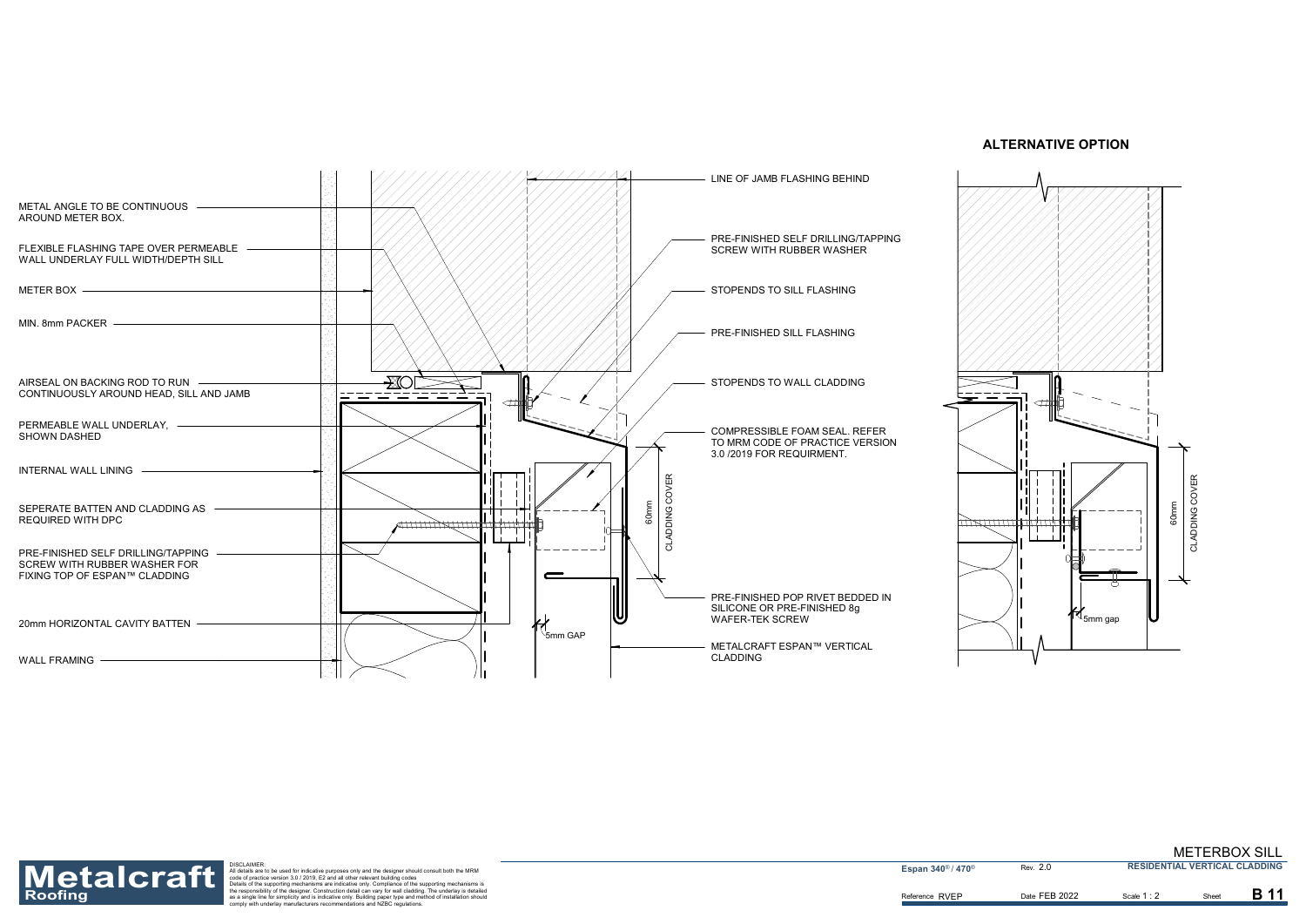## METERBOX SILL

METAL ANGLE TO BE CONTINUOUS AROUND METER BOX.

FLEXIBLE FLASHING TAPE OVER PERMEABLE WALL UNDERLAY FULL WIDTH/DEPTH SILL

METER BOX

MIN. 8mm PACKER

AIRSEAL ON BACKING ROD TO RUN CONTINUOUSLY AROUND HEAD, SILL AND JAMB

PERMEABLE WALL UNDERLAY, SHOWN DASHED

INTERNAL WALL LINING

SEPERATE BATTEN AND CLADDING AS REQUIRED WITH DPC

PRE-FINISHED SELF DRILLING/TAPPING SCREW WITH RUBBER WASHER FOR FIXING TOP OF ESPAN™ CLADDING

20mm HORIZONTAL CAVITY BATTEN

WALL FRAMING

LINE OF JAMB FLASHING BEHIND

PRE-FINISHED SELF DRILLING/TAPPING SCREW WITH RUBBER WASHER

STOPENDS TO SILL FLASHING

PRE-FINISHED SILL FLASHING

STOPENDS TO WALL CLADDING

COMPRESSIBLE FOAM SEAL. REFER TO MRM CODE OF PRACTICE VERSION 3.0 /2019 FOR REQUIRMENT.

60mm CLADDING COVER

5mm GAP

PRE-FINISHED POP RIVET BEDDED IN SILICONE OR PRE-FINISHED 8g WAFER-TEK SCREW

METALCRAFT ESPAN™ VERTICAL CLADDING

### ALTERNATIVE OPTION

60mm CLADDING COVER

5mm gap

DISCLAIMER:
All details are to be used for indicative purposes only and the designer should consult both the MRM code of practice version 3.0 / 2019, E2 and all other relevant building codes
Details of the supporting mechanisms are indicative only. Compliance of the supporting mechanisms is the responsibility of the designer. Construction detail can vary for wall cladding. The underlay is detailed as a single line for simplicity and is indicative only. Building paper type and method of installation should comply with underlay manufacturers recommendations and NZBC regulations.

| Espan® / 470® | Rev. 2.0 | RESIDENTIAL VERTICAL CLADDING | |
|---|---|---|---|
| Reference RVEP | Date FEB 2022 | Scale 1 : 2 | Sheet B 11 |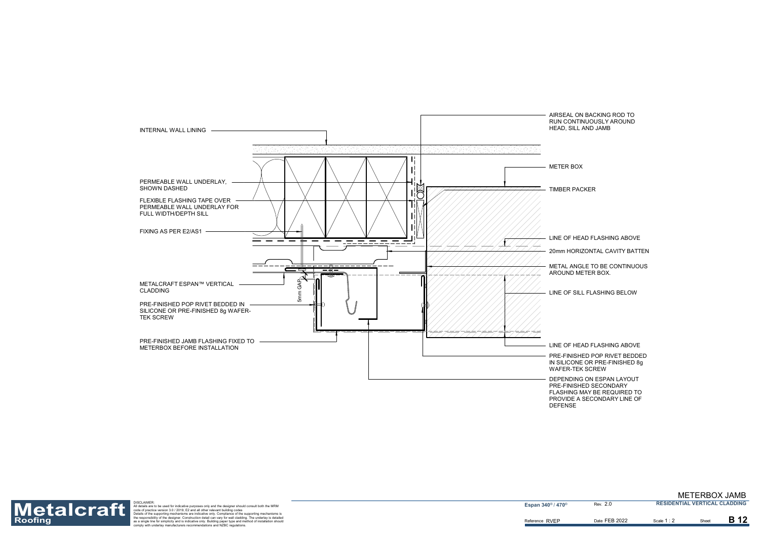INTERNAL WALL LINING

PERMEABLE WALL UNDERLAY, SHOWN DASHED

FLEXIBLE FLASHING TAPE OVER PERMEABLE WALL UNDERLAY FOR FULL WIDTH/DEPTH SILL

FIXING AS PER E2/AS1

METALCRAFT ESPAN™ VERTICAL CLADDING

PRE-FINISHED POP RIVET BEDDED IN SILICONE OR PRE-FINISHED 8g WAFER-TEK SCREW

PRE-FINISHED JAMB FLASHING FIXED TO METERBOX BEFORE INSTALLATION

5mm GAP

AIRSEAL ON BACKING ROD TO RUN CONTINUOUSLY AROUND HEAD, SILL AND JAMB

METER BOX

TIMBER PACKER

LINE OF HEAD FLASHING ABOVE

20mm HORIZONTAL CAVITY BATTEN

METAL ANGLE TO BE CONTINUOUS AROUND METER BOX.

LINE OF SILL FLASHING BELOW

LINE OF HEAD FLASHING ABOVE

PRE-FINISHED POP RIVET BEDDED IN SILICONE OR PRE-FINISHED 8g WAFER-TEK SCREW

DEPENDING ON ESPAN LAYOUT PRE-FINISHED SECONDARY FLASHING MAY BE REQUIRED TO PROVIDE A SECONDARY LINE OF DEFENSE

**Metalcraft Roofing**

DISCLAIMER:
All details are to be used for indicative purposes only and the designer should consult both the MRM code of practice version 3.0 / 2019, E2 and all other relevant building codes
Details of the supporting mechanisms are indicative only. Compliance of the supporting mechanisms is the responsibility of the designer. Construction detail can vary for wall cladding. The underlay is detailed as a single line for simplicity and is indicative only. Building paper type and method of installation should comply with underlay manufacturers recommendations and NZBC regulations.

# METERBOX JAMB

| Espan 340® / 470® | Rev. 2.0 | RESIDENTIAL VERTICAL CLADDING | | |
|---|---|---|---|---|
| Reference RVEP | Date FEB 2022 | Scale 1 : 2 | Sheet | B 12 |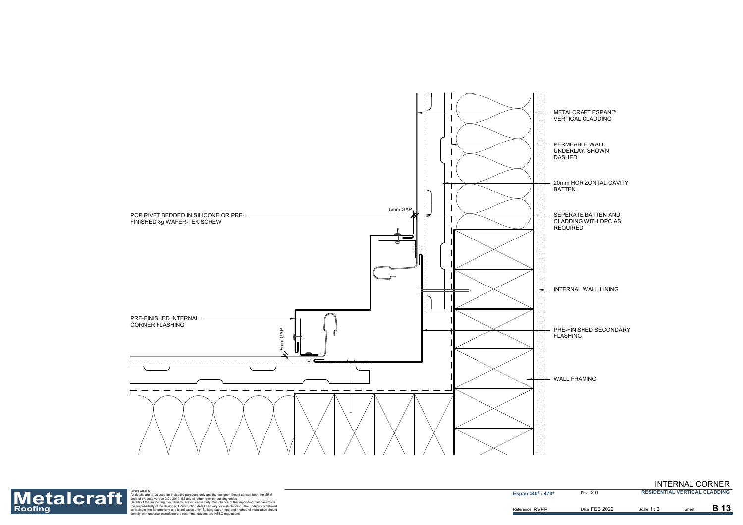METALCRAFT ESPAN™ VERTICAL CLADDING

PERMEABLE WALL UNDERLAY, SHOWN DASHED

20mm HORIZONTAL CAVITY BATTEN

SEPERATE BATTEN AND CLADDING WITH DPC AS REQUIRED

INTERNAL WALL LINING

PRE-FINISHED SECONDARY FLASHING

WALL FRAMING

5mm GAP

POP RIVET BEDDED IN SILICONE OR PRE-FINISHED 8g WAFER-TEK SCREW

PRE-FINISHED INTERNAL CORNER FLASHING

5mm GAP

# INTERNAL CORNER

**Metalcraft Roofing**

DISCLAIMER:
All details are to be used for indicative purposes only and the designer should consult both the MRM code of practice version 3.0 / 2019, E2 and all other relevant building codes
Details of the supporting mechanisms are indicative only. Compliance of the supporting mechanisms is the responsibility of the designer. Construction detail can vary for wall cladding. The underlay is detailed as a single line for simplicity and is indicative only. Building paper type and method of installation should comply with underlay manufacturers recommendations and NZBC regulations.

| Espan 340® / 470® | Rev. 2.0 | RESIDENTIAL VERTICAL CLADDING | |
|---|---|---|---|
| Reference RVEP | Date FEB 2022 | Scale 1 : 2 | Sheet B 13 |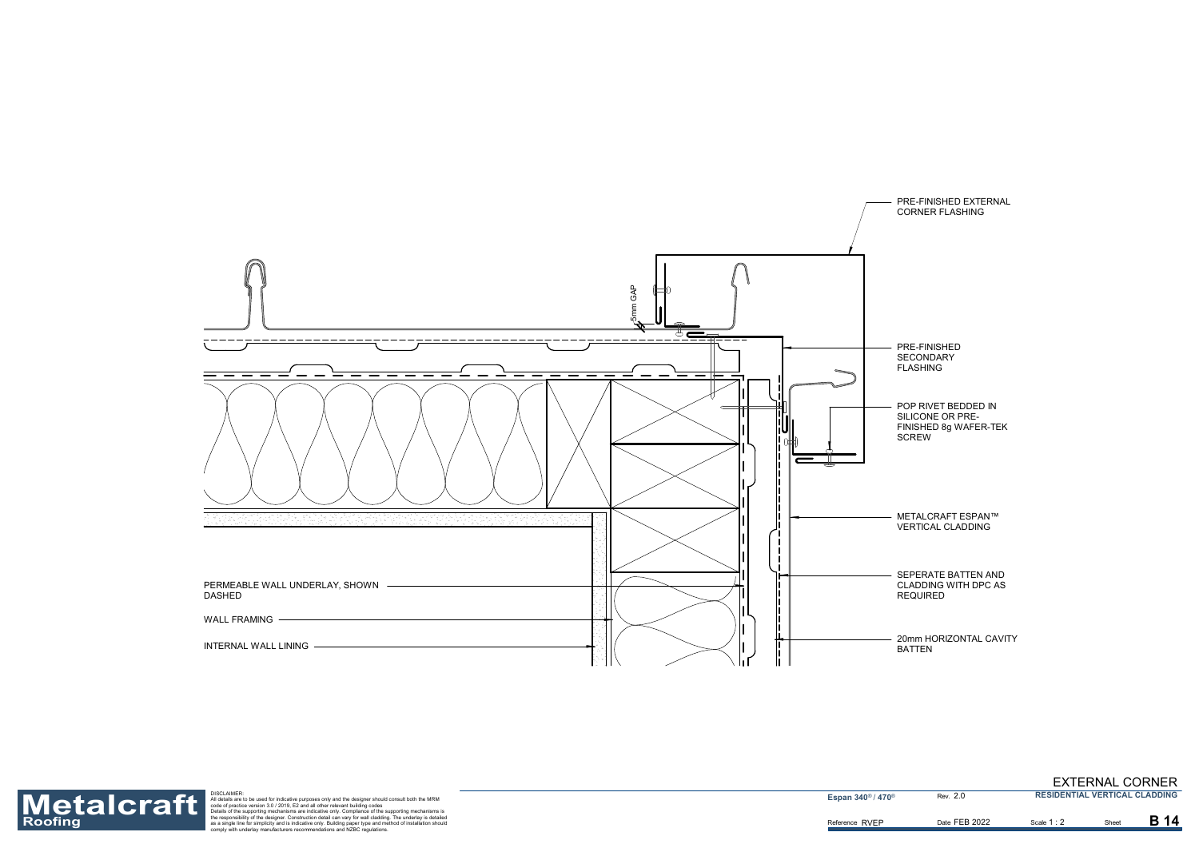PRE-FINISHED EXTERNAL CORNER FLASHING

5mm GAP

PRE-FINISHED SECONDARY FLASHING

POP RIVET BEDDED IN SILICONE OR PRE-FINISHED 8g WAFER-TEK SCREW

METALCRAFT ESPAN™ VERTICAL CLADDING

SEPERATE BATTEN AND CLADDING WITH DPC AS REQUIRED

20mm HORIZONTAL CAVITY BATTEN

PERMEABLE WALL UNDERLAY, SHOWN DASHED

WALL FRAMING

INTERNAL WALL LINING

**Metalcraft Roofing**

DISCLAIMER:
All details are to be used for indicative purposes only and the designer should consult both the MRM code of practice version 3.0 / 2019, E2 and all other relevant building codes
Details of the supporting mechanisms are indicative only. Compliance of the supporting mechanisms is the responsibility of the designer. Construction detail can vary for wall cladding. The underlay is detailed as a single line for simplicity and is indicative only. Building paper type and method of installation should comply with underlay manufacturers recommendations and NZBC regulations.

# EXTERNAL CORNER

| Espan 340® / 470® | Rev. 2.0 | RESIDENTIAL VERTICAL CLADDING | | |
|---|---|---|---|---|
| Reference RVEP | Date FEB 2022 | Scale 1 : 2 | Sheet | B 14 |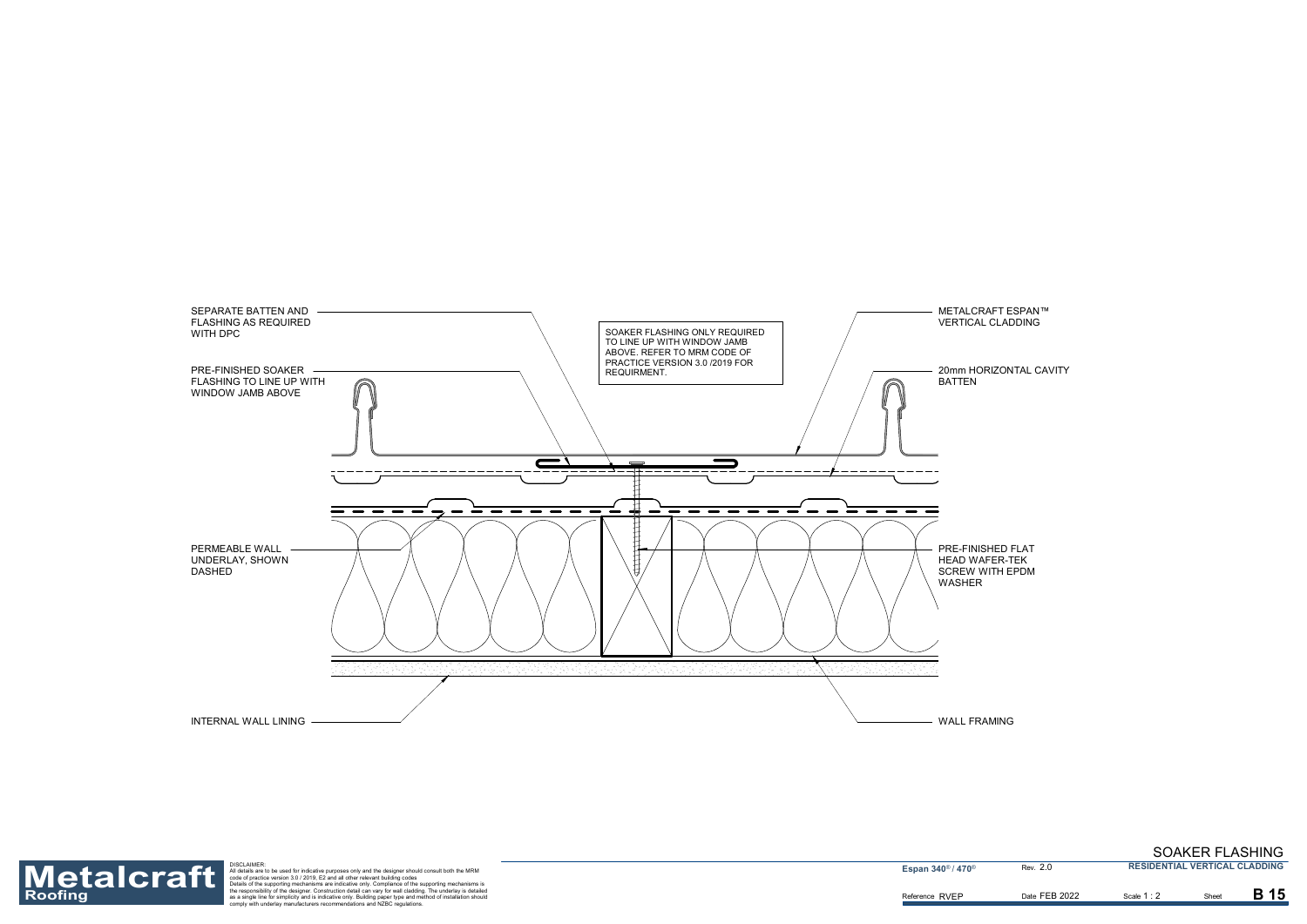SEPARATE BATTEN AND FLASHING AS REQUIRED WITH DPC

PRE-FINISHED SOAKER FLASHING TO LINE UP WITH WINDOW JAMB ABOVE

SOAKER FLASHING ONLY REQUIRED TO LINE UP WITH WINDOW JAMB ABOVE. REFER TO MRM CODE OF PRACTICE VERSION 3.0 /2019 FOR REQUIRMENT.

METALCRAFT ESPAN™ VERTICAL CLADDING

20mm HORIZONTAL CAVITY BATTEN

PERMEABLE WALL UNDERLAY, SHOWN DASHED

PRE-FINISHED FLAT HEAD WAFER-TEK SCREW WITH EPDM WASHER

INTERNAL WALL LINING

WALL FRAMING

**Metalcraft Roofing**

DISCLAIMER:
All details are to be used for indicative purposes only and the designer should consult both the MRM code of practice version 3.0 / 2019, E2 and all other relevant building codes
Details of the supporting mechanisms are indicative only. Compliance of the supporting mechanisms is the responsibility of the designer. Construction detail can vary for wall cladding. The underlay is detailed as a single line for simplicity and is indicative only. Building paper type and method of installation should comply with underlay manufacturers recommendations and NZBC regulations.

# SOAKER FLASHING

| Espan 340® / 470® | Rev. 2.0 | RESIDENTIAL VERTICAL CLADDING | |
|---|---|---|---|
| Reference RVEP | Date FEB 2022 | Scale 1 : 2 | Sheet **B 15** |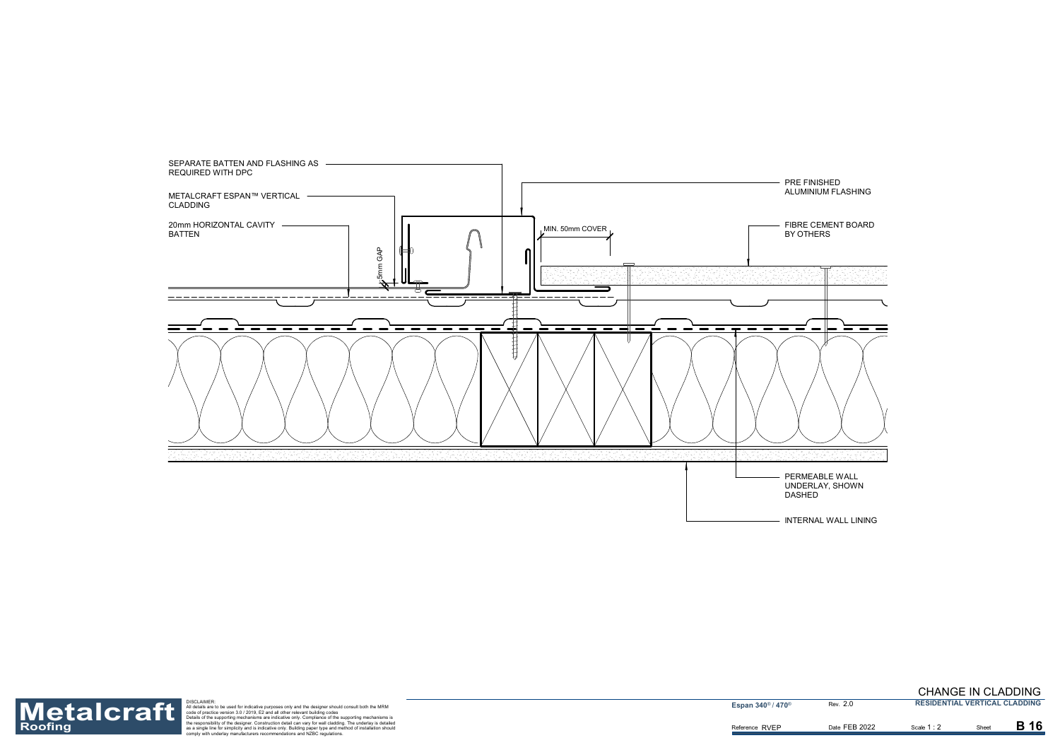SEPARATE BATTEN AND FLASHING AS REQUIRED WITH DPC

METALCRAFT ESPAN™ VERTICAL CLADDING

20mm HORIZONTAL CAVITY BATTEN

5mm GAP

MIN. 50mm COVER

PRE FINISHED ALUMINIUM FLASHING

FIBRE CEMENT BOARD BY OTHERS

PERMEABLE WALL UNDERLAY, SHOWN DASHED

INTERNAL WALL LINING

DISCLAIMER:
All details are to be used for indicative purposes only and the designer should consult both the MRM code of practice version 3.0 / 2019, E2 and all other relevant building codes
Details of the supporting mechanisms are indicative only. Compliance of the supporting mechanisms is the responsibility of the designer. Construction detail can vary for wall cladding. The underlay is detailed as a single line for simplicity and is indicative only. Building paper type and method of installation should comply with underlay manufacturers recommendations and NZBC regulations.

# CHANGE IN CLADDING

**RESIDENTIAL VERTICAL CLADDING**

| | | | | |
|---|---|---|---|---|
| **Espan 340® / 470®** | Rev. 2.0 | | | |
| Reference RVEP | Date FEB 2022 | Scale 1 : 2 | Sheet | **B 16** |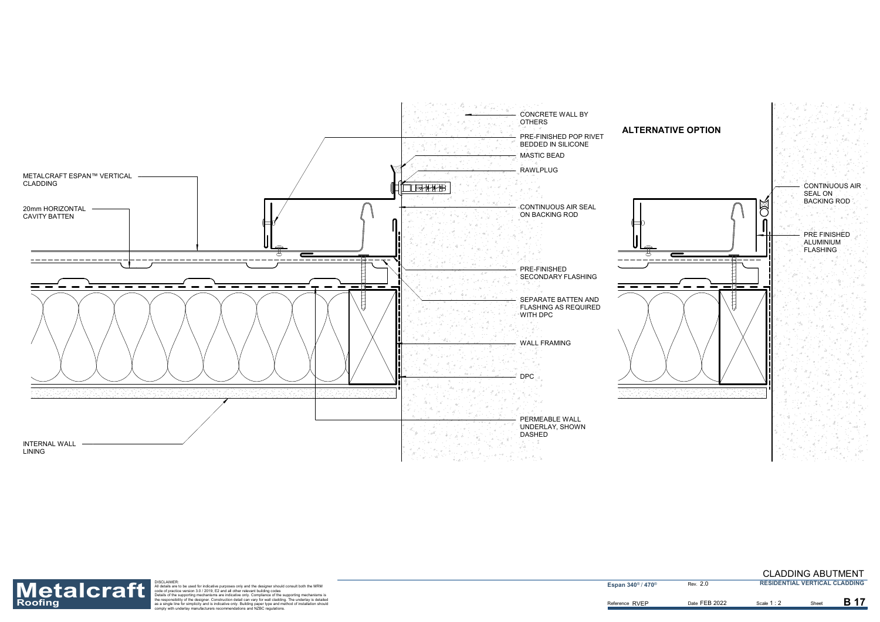CONCRETE WALL BY OTHERS

PRE-FINISHED POP RIVET BEDDED IN SILICONE

MASTIC BEAD

RAWLPLUG

METALCRAFT ESPAN™ VERTICAL CLADDING

20mm HORIZONTAL CAVITY BATTEN

CONTINUOUS AIR SEAL ON BACKING ROD

PRE-FINISHED SECONDARY FLASHING

SEPARATE BATTEN AND FLASHING AS REQUIRED WITH DPC

WALL FRAMING

DPC

PERMEABLE WALL UNDERLAY, SHOWN DASHED

INTERNAL WALL LINING

## ALTERNATIVE OPTION

CONTINUOUS AIR SEAL ON BACKING ROD

PRE FINISHED ALUMINIUM FLASHING

DISCLAIMER:
All details are to be used for indicative purposes only and the designer should consult both the MRM code of practice version 3.0 / 2019, E2 and all other relevant building codes
Details of the supporting mechanisms are indicative only. Compliance of the supporting mechanisms is the responsibility of the designer. Construction detail can vary for wall cladding. The underlay is detailed as a single line for simplicity and is indicative only. Building paper type and method of installation should comply with underlay manufacturers recommendations and NZBC regulations.

**Metalcraft Roofing**

CLADDING ABUTMENT

| Espan 340® / 470® | Rev. 2.0 | RESIDENTIAL VERTICAL CLADDING | |
|---|---|---|---|
| Reference RVEP | Date FEB 2022 | Scale 1 : 2 | Sheet B 17 |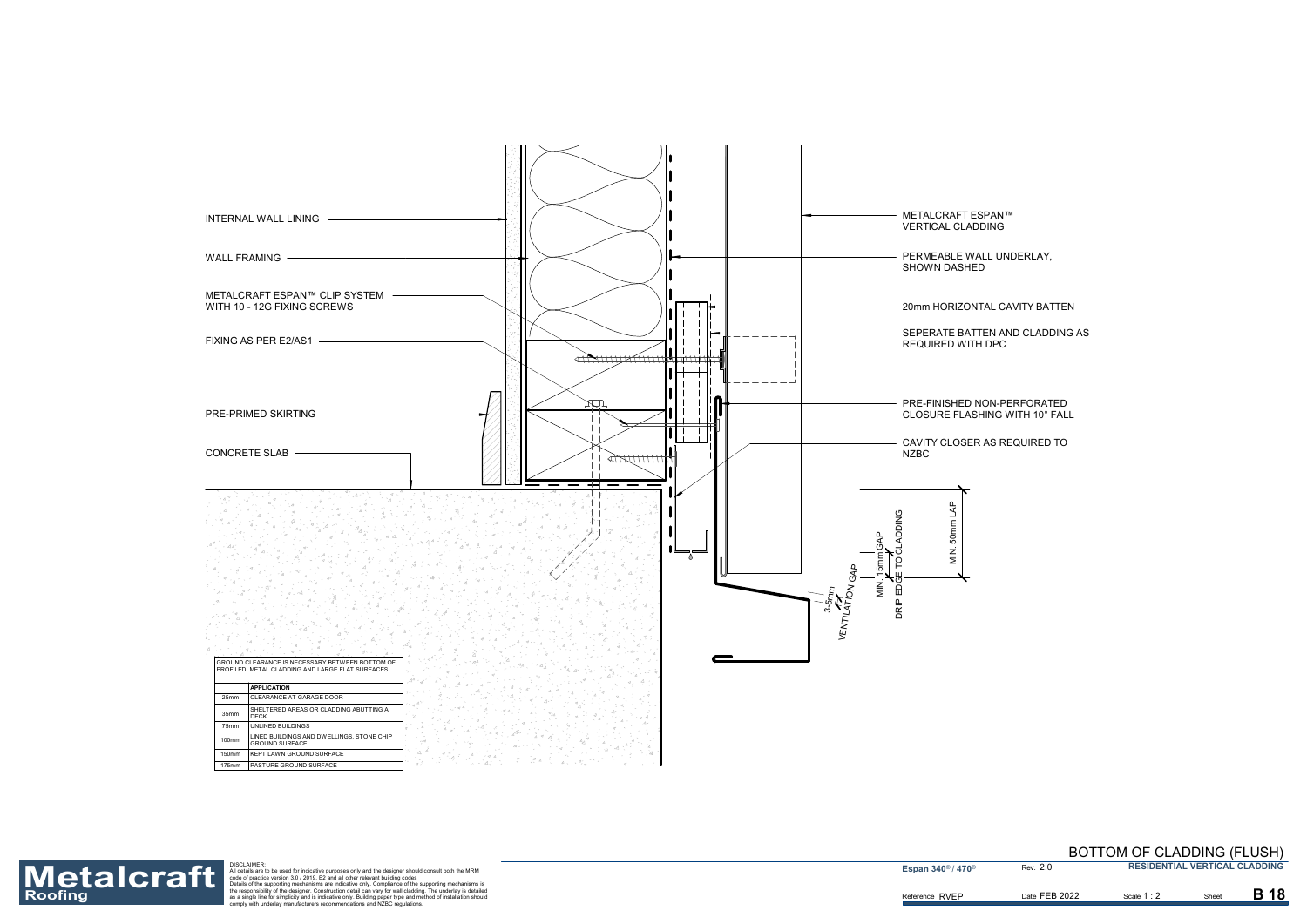INTERNAL WALL LINING

WALL FRAMING

METALCRAFT ESPAN™ CLIP SYSTEM WITH 10 - 12G FIXING SCREWS

FIXING AS PER E2/AS1

PRE-PRIMED SKIRTING

CONCRETE SLAB

METALCRAFT ESPAN™ VERTICAL CLADDING

PERMEABLE WALL UNDERLAY, SHOWN DASHED

20mm HORIZONTAL CAVITY BATTEN

SEPERATE BATTEN AND CLADDING AS REQUIRED WITH DPC

PRE-FINISHED NON-PERFORATED CLOSURE FLASHING WITH 10° FALL

CAVITY CLOSER AS REQUIRED TO NZBC

MIN. 50mm LAP

MIN. 15mm GAP DRIP EDGE TO CLADDING

3-5mm VENTILATION GAP

| GROUND CLEARANCE IS NECESSARY BETWEEN BOTTOM OF PROFILED METAL CLADDING AND LARGE FLAT SURFACES | |
|---|---|
| | **APPLICATION** |
| 25mm | CLEARANCE AT GARAGE DOOR |
| 35mm | SHELTERED AREAS OR CLADDING ABUTTING A DECK |
| 75mm | UNLINED BUILDINGS |
| 100mm | LINED BUILDINGS AND DWELLINGS. STONE CHIP GROUND SURFACE |
| 150mm | KEPT LAWN GROUND SURFACE |
| 175mm | PASTURE GROUND SURFACE |

DISCLAIMER:
All details are to be used for indicative purposes only and the designer should consult both the MRM code of practice version 3.0 / 2019, E2 and all other relevant building codes
Details of the supporting mechanisms are indicative only. Compliance of the supporting mechanisms is the responsibility of the designer. Construction detail can vary for wall cladding. The underlay is detailed as a single line for simplicity and is indicative only. Building paper type and method of installation should comply with underlay manufacturers recommendations and NZBC regulations.

# BOTTOM OF CLADDING (FLUSH)

Espan 340® / 470® | Rev. 2.0 | RESIDENTIAL VERTICAL CLADDING

Reference RVEP | Date FEB 2022 | Scale 1 : 2 | Sheet B 18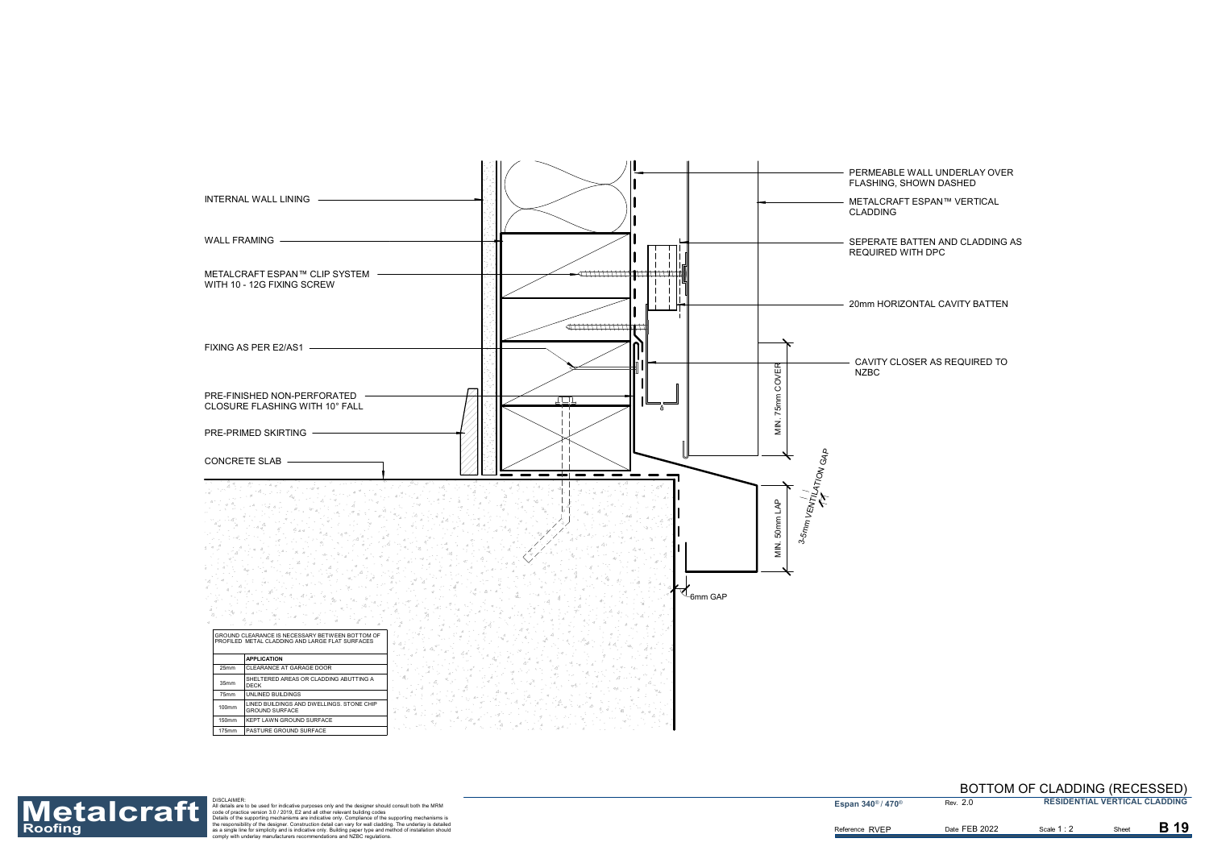INTERNAL WALL LINING

WALL FRAMING

METALCRAFT ESPAN™ CLIP SYSTEM WITH 10 - 12G FIXING SCREW

FIXING AS PER E2/AS1

PRE-FINISHED NON-PERFORATED CLOSURE FLASHING WITH 10° FALL

PRE-PRIMED SKIRTING

CONCRETE SLAB

PERMEABLE WALL UNDERLAY OVER FLASHING, SHOWN DASHED

METALCRAFT ESPAN™ VERTICAL CLADDING

SEPERATE BATTEN AND CLADDING AS REQUIRED WITH DPC

20mm HORIZONTAL CAVITY BATTEN

CAVITY CLOSER AS REQUIRED TO NZBC

MIN. 75mm COVER

MIN. 50mm LAP

3-5mm VENTILATION GAP

6mm GAP

| GROUND CLEARANCE IS NECESSARY BETWEEN BOTTOM OF PROFILED METAL CLADDING AND LARGE FLAT SURFACES | |
|---|---|
| | **APPLICATION** |
| 25mm | CLEARANCE AT GARAGE DOOR |
| 35mm | SHELTERED AREAS OR CLADDING ABUTTING A DECK |
| 75mm | UNLINED BUILDINGS |
| 100mm | LINED BUILDINGS AND DWELLINGS. STONE CHIP GROUND SURFACE |
| 150mm | KEPT LAWN GROUND SURFACE |
| 175mm | PASTURE GROUND SURFACE |

**Metalcraft Roofing**

DISCLAIMER:
All details are to be used for indicative purposes only and the designer should consult both the MRM code of practice version 3.0 / 2019, E2 and all other relevant building codes
Details of the supporting mechanisms are indicative only. Compliance of the supporting mechanisms is the responsibility of the designer. Construction detail can vary for wall cladding. The underlay is detailed as a single line for simplicity and is indicative only. Building paper type and method of installation should comply with underlay manufacturers recommendations and NZBC regulations.

## BOTTOM OF CLADDING (RECESSED)

| Espan 340® / 470® | Rev. 2.0 | RESIDENTIAL VERTICAL CLADDING | |
|---|---|---|---|
| Reference RVEP | Date FEB 2022 | Scale 1 : 2 | Sheet **B 19** |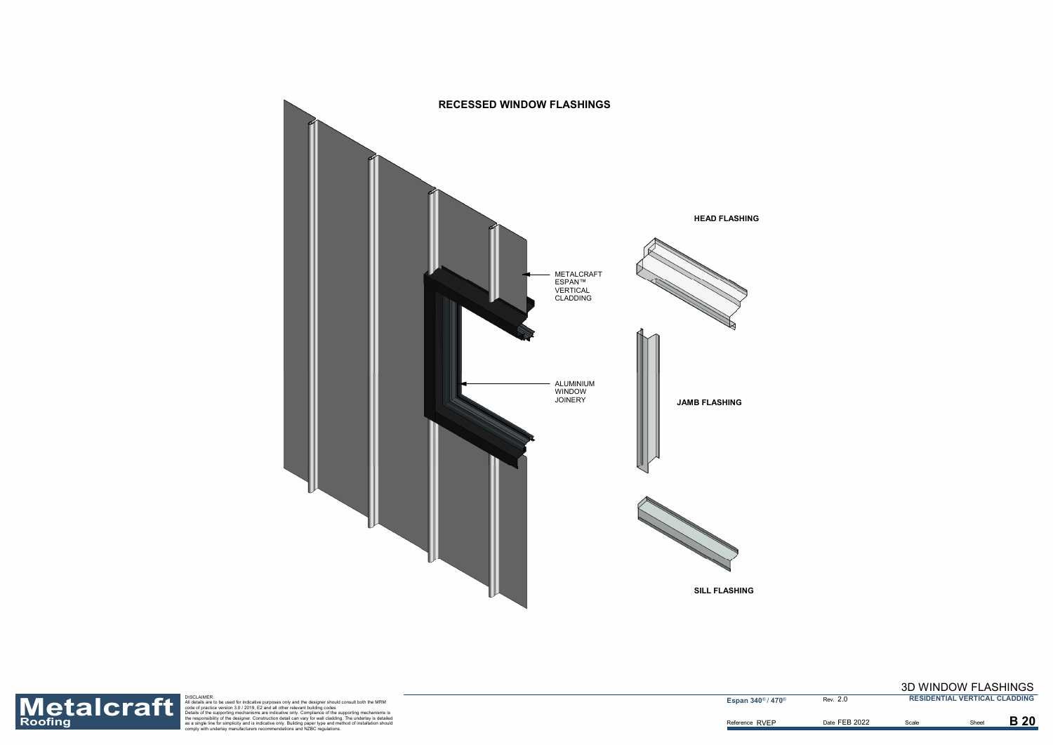# RECESSED WINDOW FLASHINGS

METALCRAFT ESPAN™ VERTICAL CLADDING

ALUMINIUM WINDOW JOINERY

HEAD FLASHING

JAMB FLASHING

SILL FLASHING

DISCLAIMER:
All details are to be used for indicative purposes only and the designer should consult both the MRM code of practice version 3.0 / 2019, E2 and all other relevant building codes
Details of the supporting mechanisms are indicative only. Compliance of the supporting mechanisms is the responsibility of the designer. Construction detail can vary for wall cladding. The underlay is detailed as a single line for simplicity and is indicative only. Building paper type and method of installation should comply with underlay manufacturers recommendations and NZBC regulations.

| Espan®340 / 470® | Rev. 2.0 | 3D WINDOW FLASHINGS<br>RESIDENTIAL VERTICAL CLADDING | | |
|---|---|---|---|---|
| Reference RVEP | Date FEB 2022 | Scale | Sheet | B 20 |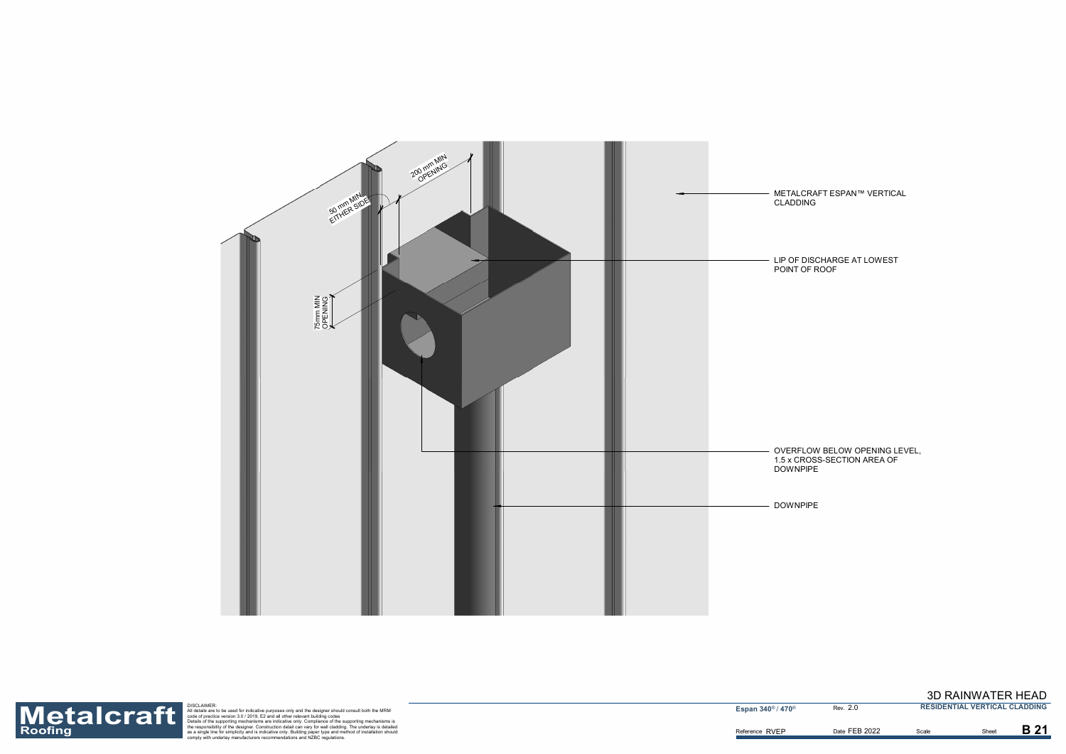50 mm MIN. EITHER SIDE

200 mm MIN OPENING

75mm MIN OPENING

METALCRAFT ESPAN™ VERTICAL CLADDING

LIP OF DISCHARGE AT LOWEST POINT OF ROOF

OVERFLOW BELOW OPENING LEVEL, 1.5 x CROSS-SECTION AREA OF DOWNPIPE

DOWNPIPE

**Metalcraft Roofing**

DISCLAIMER:
All details are to be used for indicative purposes only and the designer should consult both the MRM code of practice version 3.0 / 2019, E2 and all other relevant building codes
Details of the supporting mechanisms are indicative only. Compliance of the supporting mechanisms is the responsibility of the designer. Construction detail can vary for wall cladding. The underlay is detailed as a single line for simplicity and is indicative only. Building paper type and method of installation should comply with underlay manufacturers recommendations and NZBC regulations.

# 3D RAINWATER HEAD

**RESIDENTIAL VERTICAL CLADDING**

**Espan 340® / 470®**

Rev. 2.0

Reference RVEP

Date FEB 2022

Scale

Sheet **B 21**